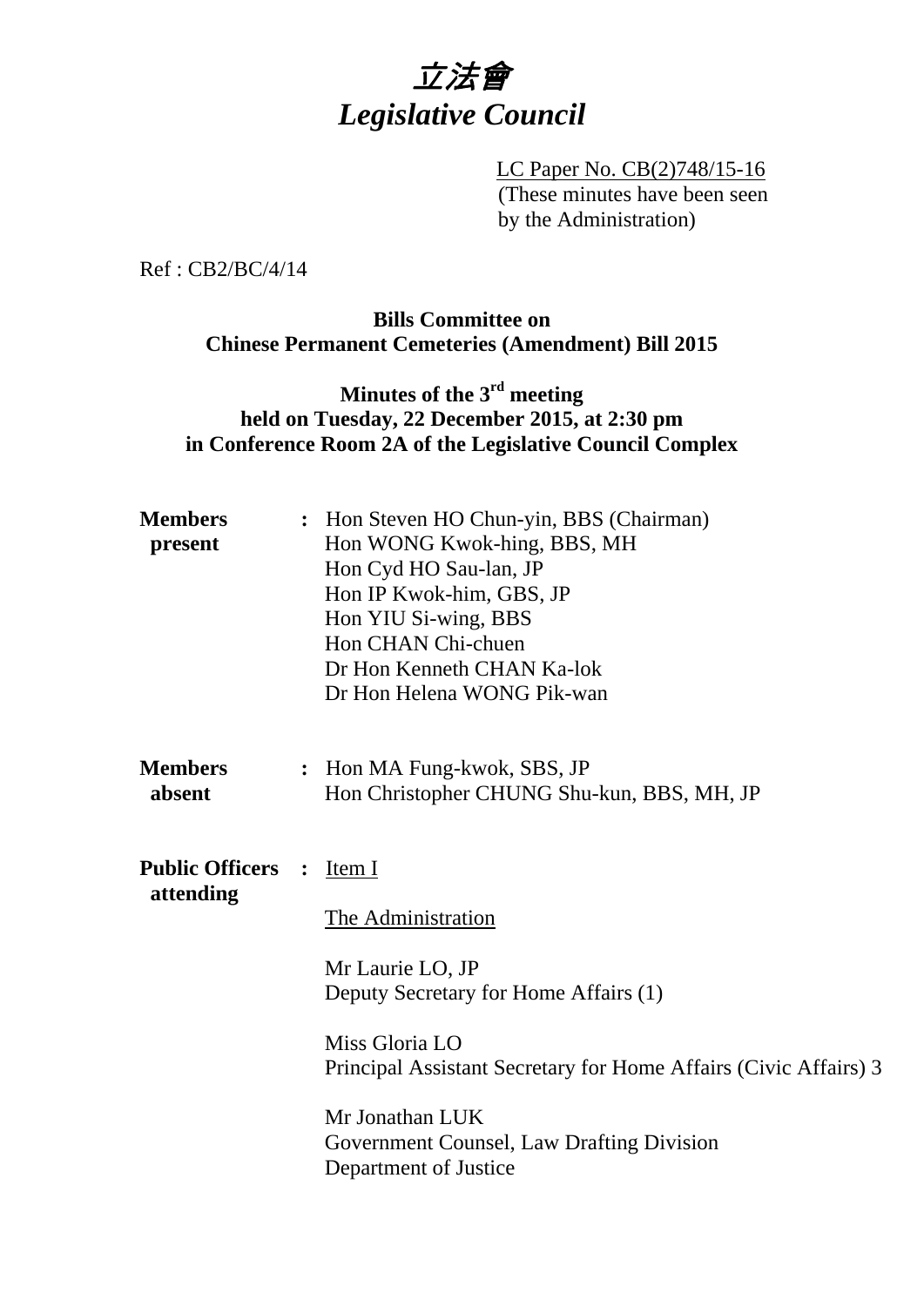# *立法會*
# *Legislative Council*

LC Paper No. CB(2)748/15-16
(These minutes have been seen by the Administration)

Ref : CB2/BC/4/14

**Bills Committee on**
**Chinese Permanent Cemeteries (Amendment) Bill 2015**

**Minutes of the 3rd meeting**
**held on Tuesday, 22 December 2015, at 2:30 pm**
**in Conference Room 2A of the Legislative Council Complex**

**Members present** : Hon Steven HO Chun-yin, BBS (Chairman)
Hon WONG Kwok-hing, BBS, MH
Hon Cyd HO Sau-lan, JP
Hon IP Kwok-him, GBS, JP
Hon YIU Si-wing, BBS
Hon CHAN Chi-chuen
Dr Hon Kenneth CHAN Ka-lok
Dr Hon Helena WONG Pik-wan

**Members absent** : Hon MA Fung-kwok, SBS, JP
Hon Christopher CHUNG Shu-kun, BBS, MH, JP

**Public Officers attending** : Item I

The Administration

Mr Laurie LO, JP
Deputy Secretary for Home Affairs (1)

Miss Gloria LO
Principal Assistant Secretary for Home Affairs (Civic Affairs) 3

Mr Jonathan LUK
Government Counsel, Law Drafting Division
Department of Justice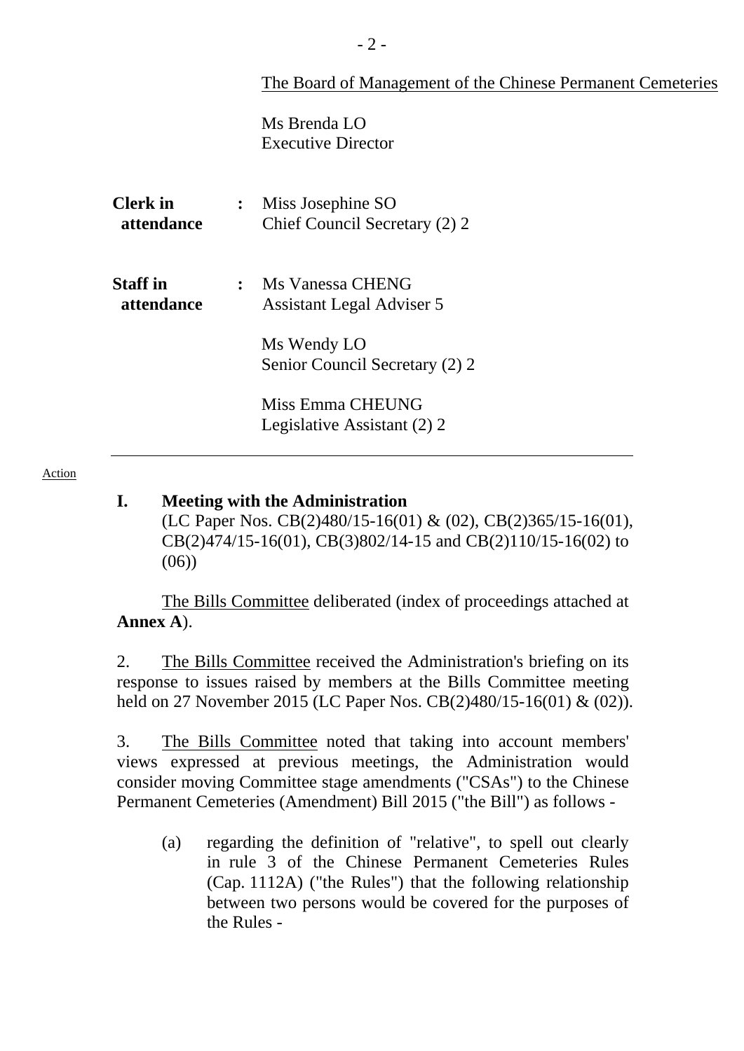The Board of Management of the Chinese Permanent Cemeteries

Ms Brenda LO
Executive Director

**Clerk in attendance** : Miss Josephine SO
Chief Council Secretary (2) 2

**Staff in attendance** : Ms Vanessa CHENG
Assistant Legal Adviser 5

Ms Wendy LO
Senior Council Secretary (2) 2

Miss Emma CHEUNG
Legislative Assistant (2) 2

---

Action

**I. Meeting with the Administration**
(LC Paper Nos. CB(2)480/15-16(01) & (02), CB(2)365/15-16(01), CB(2)474/15-16(01), CB(3)802/14-15 and CB(2)110/15-16(02) to (06))

The Bills Committee deliberated (index of proceedings attached at **Annex A**).

2. The Bills Committee received the Administration's briefing on its response to issues raised by members at the Bills Committee meeting held on 27 November 2015 (LC Paper Nos. CB(2)480/15-16(01) & (02)).

3. The Bills Committee noted that taking into account members' views expressed at previous meetings, the Administration would consider moving Committee stage amendments ("CSAs") to the Chinese Permanent Cemeteries (Amendment) Bill 2015 ("the Bill") as follows -

(a) regarding the definition of "relative", to spell out clearly in rule 3 of the Chinese Permanent Cemeteries Rules (Cap. 1112A) ("the Rules") that the following relationship between two persons would be covered for the purposes of the Rules -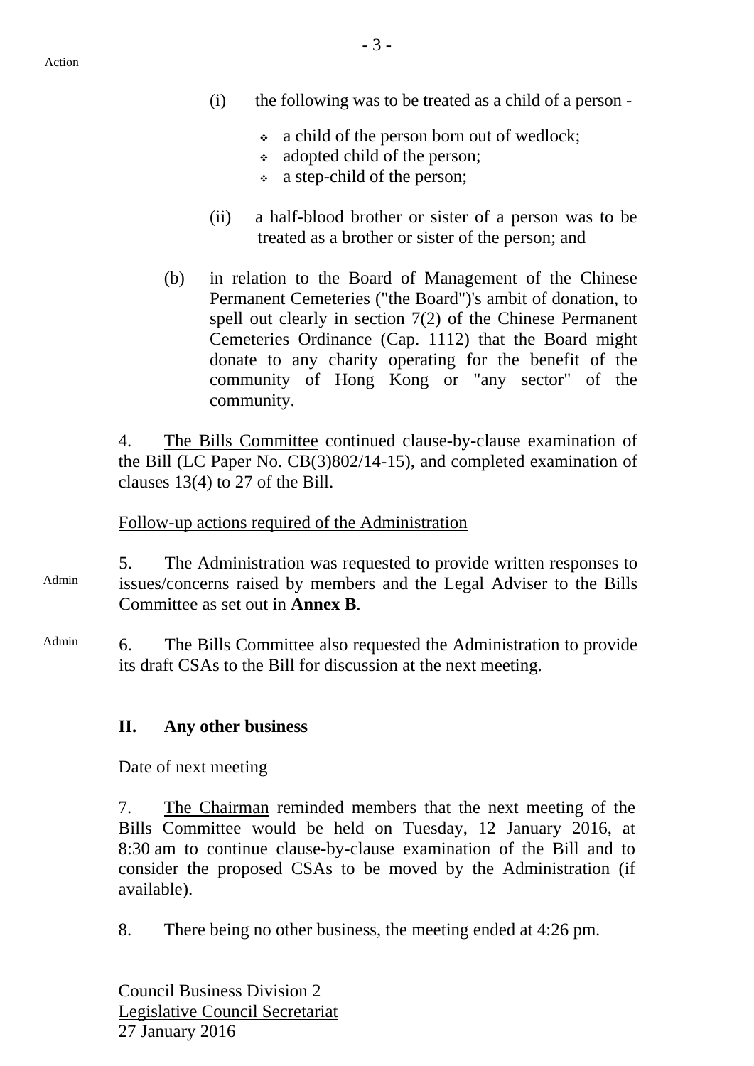Action

(i) the following was to be treated as a child of a person -

- a child of the person born out of wedlock;
- adopted child of the person;
- a step-child of the person;

(ii) a half-blood brother or sister of a person was to be treated as a brother or sister of the person; and

(b) in relation to the Board of Management of the Chinese Permanent Cemeteries ("the Board")'s ambit of donation, to spell out clearly in section 7(2) of the Chinese Permanent Cemeteries Ordinance (Cap. 1112) that the Board might donate to any charity operating for the benefit of the community of Hong Kong or "any sector" of the community.

4. The Bills Committee continued clause-by-clause examination of the Bill (LC Paper No. CB(3)802/14-15), and completed examination of clauses 13(4) to 27 of the Bill.

Follow-up actions required of the Administration

Admin

5. The Administration was requested to provide written responses to issues/concerns raised by members and the Legal Adviser to the Bills Committee as set out in **Annex B**.

Admin

6. The Bills Committee also requested the Administration to provide its draft CSAs to the Bill for discussion at the next meeting.

## II. Any other business

Date of next meeting

7. The Chairman reminded members that the next meeting of the Bills Committee would be held on Tuesday, 12 January 2016, at 8:30 am to continue clause-by-clause examination of the Bill and to consider the proposed CSAs to be moved by the Administration (if available).

8. There being no other business, the meeting ended at 4:26 pm.

Council Business Division 2
Legislative Council Secretariat
27 January 2016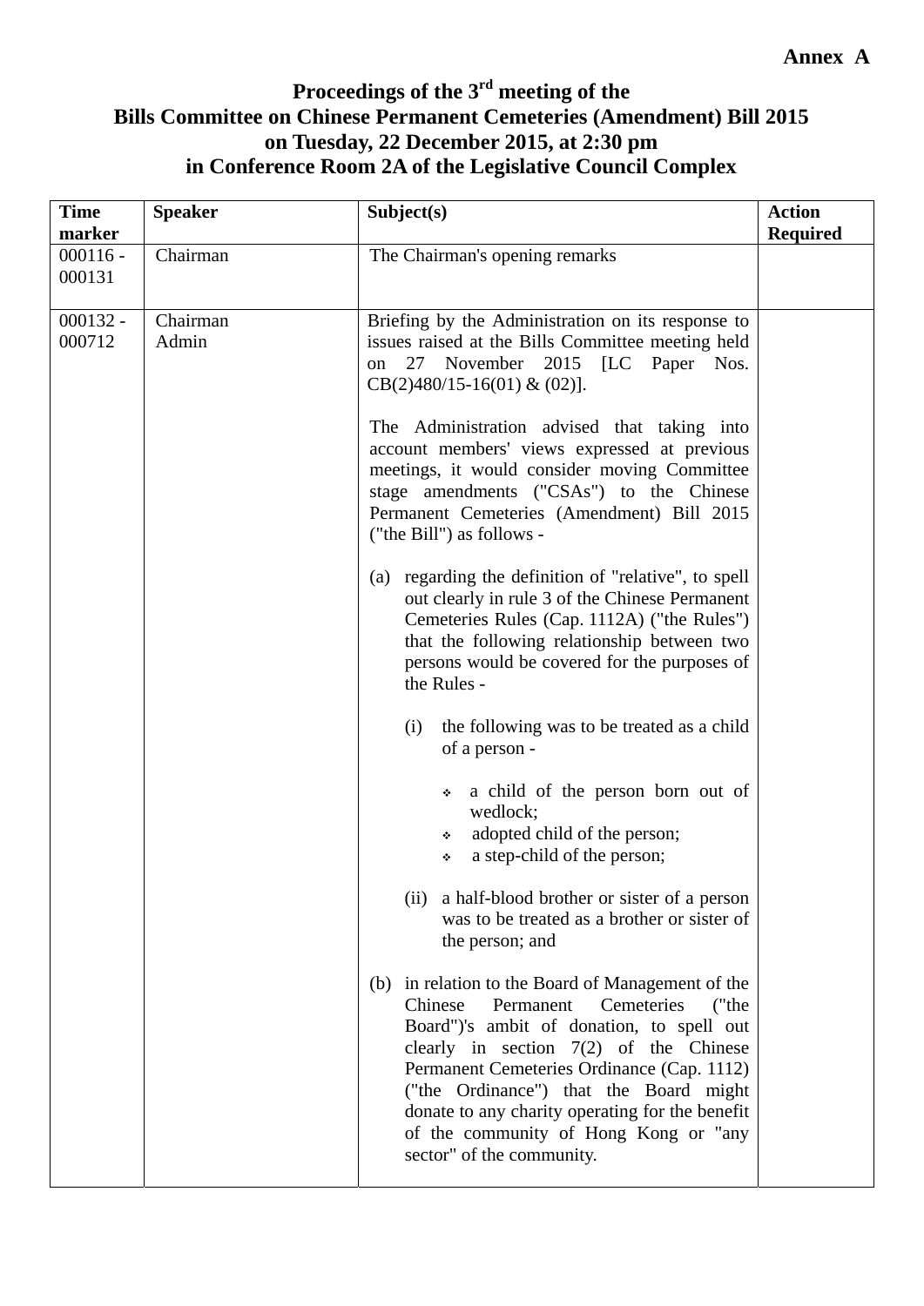**Annex A**

# Proceedings of the 3rd meeting of the Bills Committee on Chinese Permanent Cemeteries (Amendment) Bill 2015 on Tuesday, 22 December 2015, at 2:30 pm in Conference Room 2A of the Legislative Council Complex

| Time marker | Speaker | Subject(s) | Action Required |
|---|---|---|---|
| 000116 - 000131 | Chairman | The Chairman's opening remarks | |
| 000132 - 000712 | Chairman<br>Admin | Briefing by the Administration on its response to issues raised at the Bills Committee meeting held on 27 November 2015 [LC Paper Nos. CB(2)480/15-16(01) & (02)].<br><br>The Administration advised that taking into account members' views expressed at previous meetings, it would consider moving Committee stage amendments ("CSAs") to the Chinese Permanent Cemeteries (Amendment) Bill 2015 ("the Bill") as follows -<br><br>(a) regarding the definition of "relative", to spell out clearly in rule 3 of the Chinese Permanent Cemeteries Rules (Cap. 1112A) ("the Rules") that the following relationship between two persons would be covered for the purposes of the Rules -<br><br>(i) the following was to be treated as a child of a person -<br><br>❖ a child of the person born out of wedlock;<br>❖ adopted child of the person;<br>❖ a step-child of the person;<br><br>(ii) a half-blood brother or sister of a person was to be treated as a brother or sister of the person; and<br><br>(b) in relation to the Board of Management of the Chinese Permanent Cemeteries ("the Board")'s ambit of donation, to spell out clearly in section 7(2) of the Chinese Permanent Cemeteries Ordinance (Cap. 1112) ("the Ordinance") that the Board might donate to any charity operating for the benefit of the community of Hong Kong or "any sector" of the community. | |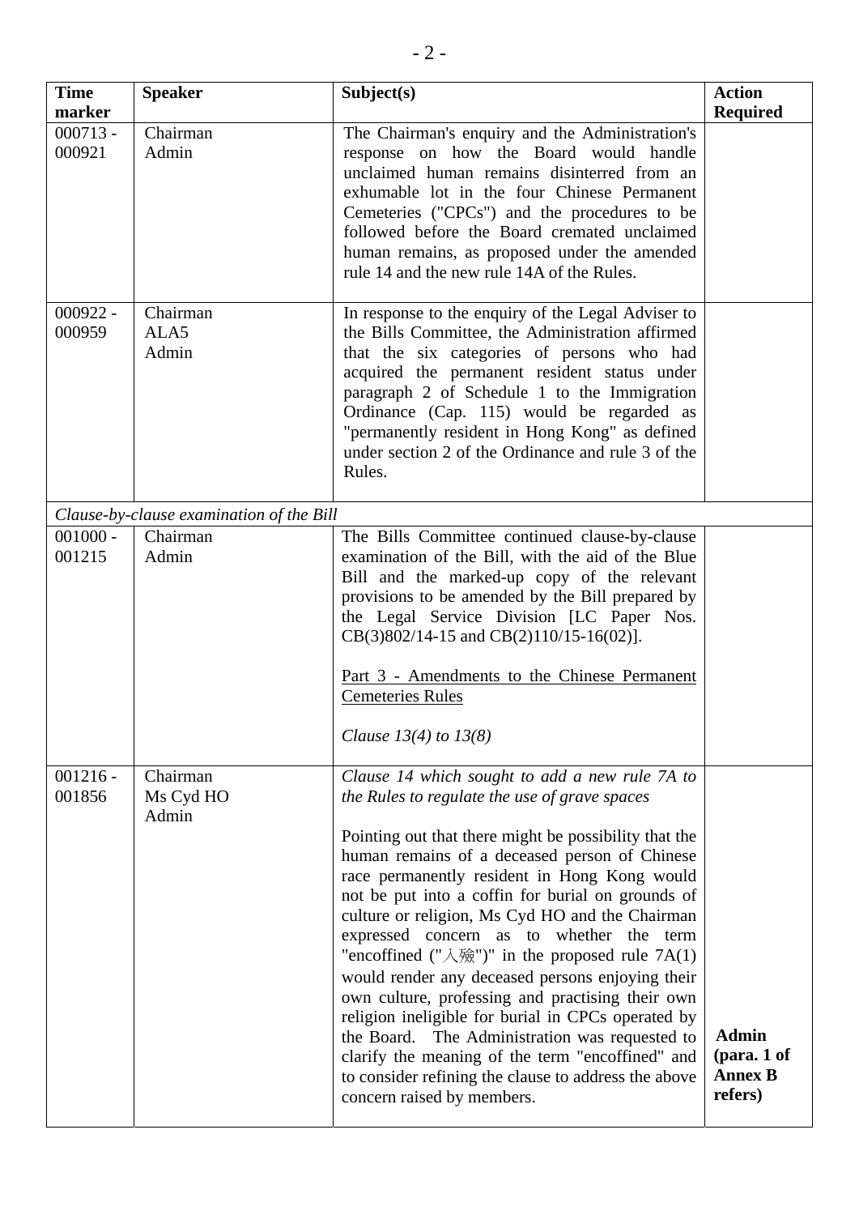| Time marker | Speaker | Subject(s) | Action Required |
|---|---|---|---|
| 000713 - 000921 | Chairman<br>Admin | The Chairman's enquiry and the Administration's response on how the Board would handle unclaimed human remains disinterred from an exhumable lot in the four Chinese Permanent Cemeteries ("CPCs") and the procedures to be followed before the Board cremated unclaimed human remains, as proposed under the amended rule 14 and the new rule 14A of the Rules. | |
| 000922 - 000959 | Chairman<br>ALA5<br>Admin | In response to the enquiry of the Legal Adviser to the Bills Committee, the Administration affirmed that the six categories of persons who had acquired the permanent resident status under paragraph 2 of Schedule 1 to the Immigration Ordinance (Cap. 115) would be regarded as "permanently resident in Hong Kong" as defined under section 2 of the Ordinance and rule 3 of the Rules. | |
| *Clause-by-clause examination of the Bill* | | | |
| 001000 - 001215 | Chairman<br>Admin | The Bills Committee continued clause-by-clause examination of the Bill, with the aid of the Blue Bill and the marked-up copy of the relevant provisions to be amended by the Bill prepared by the Legal Service Division [LC Paper Nos. CB(3)802/14-15 and CB(2)110/15-16(02)].<br><br><ins>Part 3 - Amendments to the Chinese Permanent Cemeteries Rules</ins><br><br>*Clause 13(4) to 13(8)* | |
| 001216 - 001856 | Chairman<br>Ms Cyd HO<br>Admin | *Clause 14 which sought to add a new rule 7A to the Rules to regulate the use of grave spaces*<br><br>Pointing out that there might be possibility that the human remains of a deceased person of Chinese race permanently resident in Hong Kong would not be put into a coffin for burial on grounds of culture or religion, Ms Cyd HO and the Chairman expressed concern as to whether the term "encoffined ("入殮")" in the proposed rule 7A(1) would render any deceased persons enjoying their own culture, professing and practising their own religion ineligible for burial in CPCs operated by the Board. The Administration was requested to clarify the meaning of the term "encoffined" and to consider refining the clause to address the above concern raised by members. | **Admin (para. 1 of Annex B refers)** |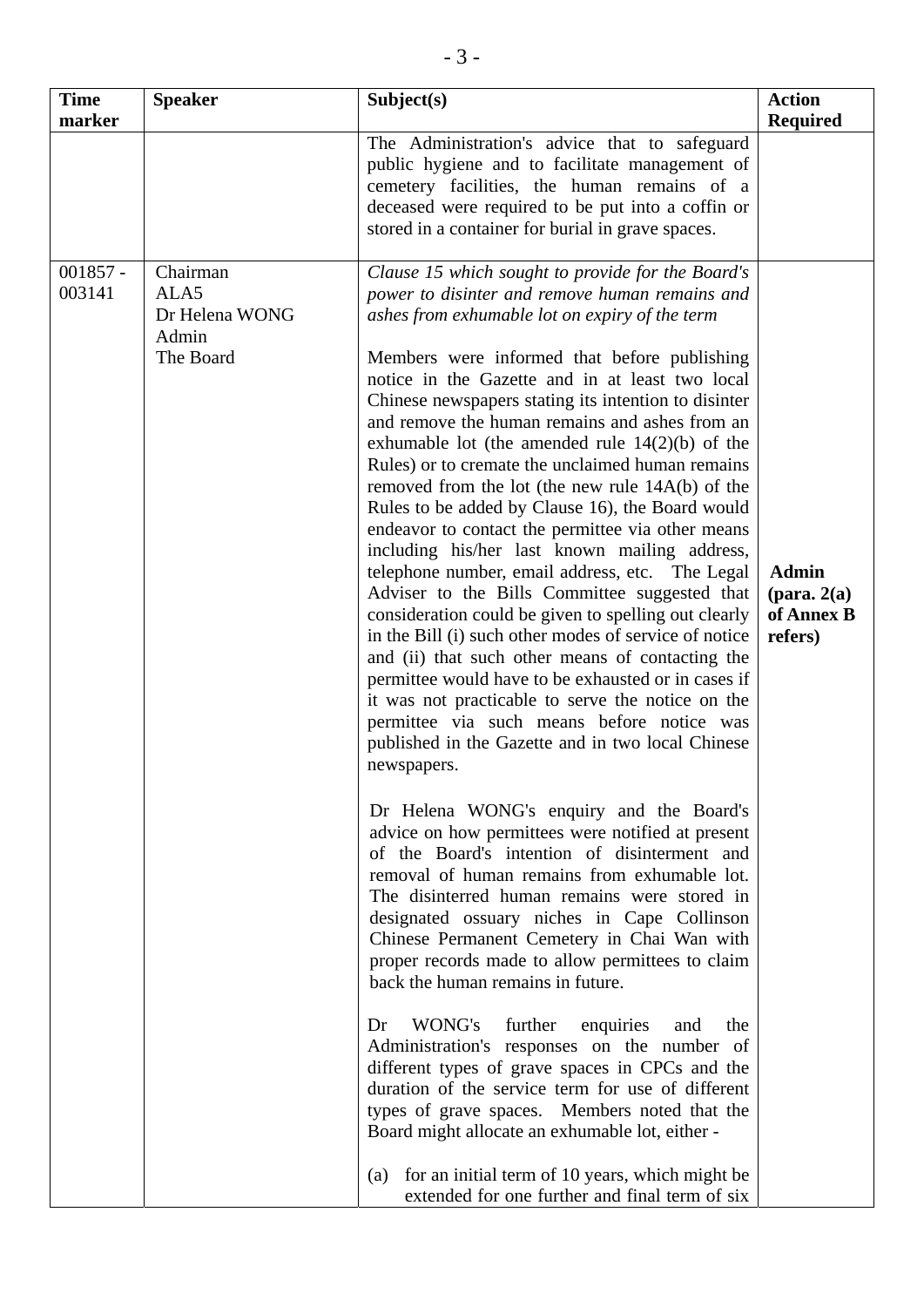| Time marker | Speaker | Subject(s) | Action Required |
|---|---|---|---|
| | | The Administration's advice that to safeguard public hygiene and to facilitate management of cemetery facilities, the human remains of a deceased were required to be put into a coffin or stored in a container for burial in grave spaces. | |
| 001857 - 003141 | Chairman<br>ALA5<br>Dr Helena WONG<br>Admin<br>The Board | *Clause 15 which sought to provide for the Board's power to disinter and remove human remains and ashes from exhumable lot on expiry of the term*<br><br>Members were informed that before publishing notice in the Gazette and in at least two local Chinese newspapers stating its intention to disinter and remove the human remains and ashes from an exhumable lot (the amended rule 14(2)(b) of the Rules) or to cremate the unclaimed human remains removed from the lot (the new rule 14A(b) of the Rules to be added by Clause 16), the Board would endeavor to contact the permittee via other means including his/her last known mailing address, telephone number, email address, etc. The Legal Adviser to the Bills Committee suggested that consideration could be given to spelling out clearly in the Bill (i) such other modes of service of notice and (ii) that such other means of contacting the permittee would have to be exhausted or in cases if it was not practicable to serve the notice on the permittee via such means before notice was published in the Gazette and in two local Chinese newspapers.<br><br>Dr Helena WONG's enquiry and the Board's advice on how permittees were notified at present of the Board's intention of disinterment and removal of human remains from exhumable lot. The disinterred human remains were stored in designated ossuary niches in Cape Collinson Chinese Permanent Cemetery in Chai Wan with proper records made to allow permittees to claim back the human remains in future.<br><br>Dr WONG's further enquiries and the Administration's responses on the number of different types of grave spaces in CPCs and the duration of the service term for use of different types of grave spaces. Members noted that the Board might allocate an exhumable lot, either -<br><br>(a) for an initial term of 10 years, which might be extended for one further and final term of six | **Admin (para. 2(a) of Annex B refers)** |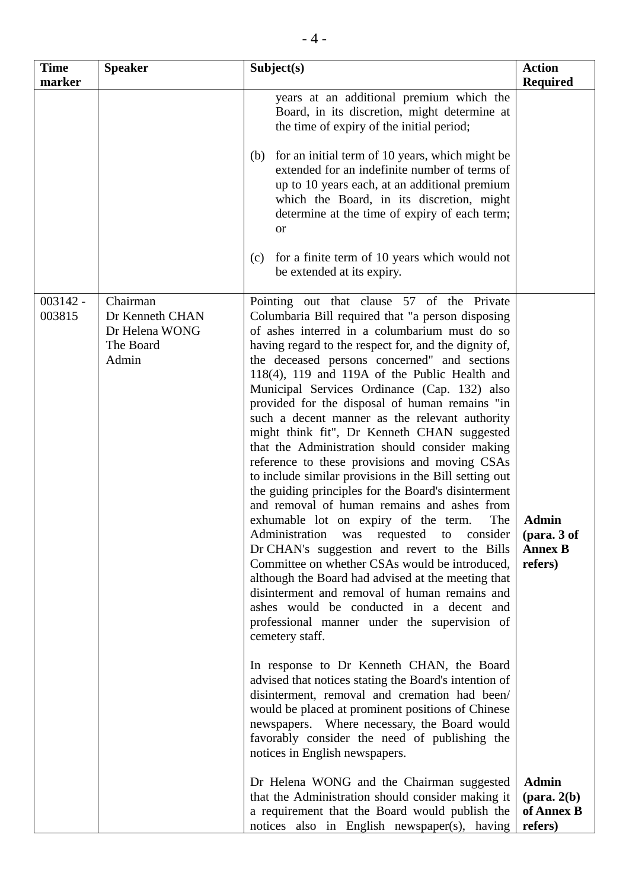| Time marker | Speaker | Subject(s) | Action Required |
|---|---|---|---|
| | | years at an additional premium which the Board, in its discretion, might determine at the time of expiry of the initial period;<br><br>(b) for an initial term of 10 years, which might be extended for an indefinite number of terms of up to 10 years each, at an additional premium which the Board, in its discretion, might determine at the time of expiry of each term; or<br><br>(c) for a finite term of 10 years which would not be extended at its expiry. | |
| 003142 - 003815 | Chairman<br>Dr Kenneth CHAN<br>Dr Helena WONG<br>The Board<br>Admin | Pointing out that clause 57 of the Private Columbaria Bill required that "a person disposing of ashes interred in a columbarium must do so having regard to the respect for, and the dignity of, the deceased persons concerned" and sections 118(4), 119 and 119A of the Public Health and Municipal Services Ordinance (Cap. 132) also provided for the disposal of human remains "in such a decent manner as the relevant authority might think fit", Dr Kenneth CHAN suggested that the Administration should consider making reference to these provisions and moving CSAs to include similar provisions in the Bill setting out the guiding principles for the Board's disinterment and removal of human remains and ashes from exhumable lot on expiry of the term. The Administration was requested to consider Dr CHAN's suggestion and revert to the Bills Committee on whether CSAs would be introduced, although the Board had advised at the meeting that disinterment and removal of human remains and ashes would be conducted in a decent and professional manner under the supervision of cemetery staff.<br><br>In response to Dr Kenneth CHAN, the Board advised that notices stating the Board's intention of disinterment, removal and cremation had been/ would be placed at prominent positions of Chinese newspapers. Where necessary, the Board would favorably consider the need of publishing the notices in English newspapers.<br><br>Dr Helena WONG and the Chairman suggested that the Administration should consider making it a requirement that the Board would publish the notices also in English newspaper(s), having | **Admin (para. 3 of Annex B refers)**<br><br><br><br><br><br>**Admin (para. 2(b) of Annex B refers)** |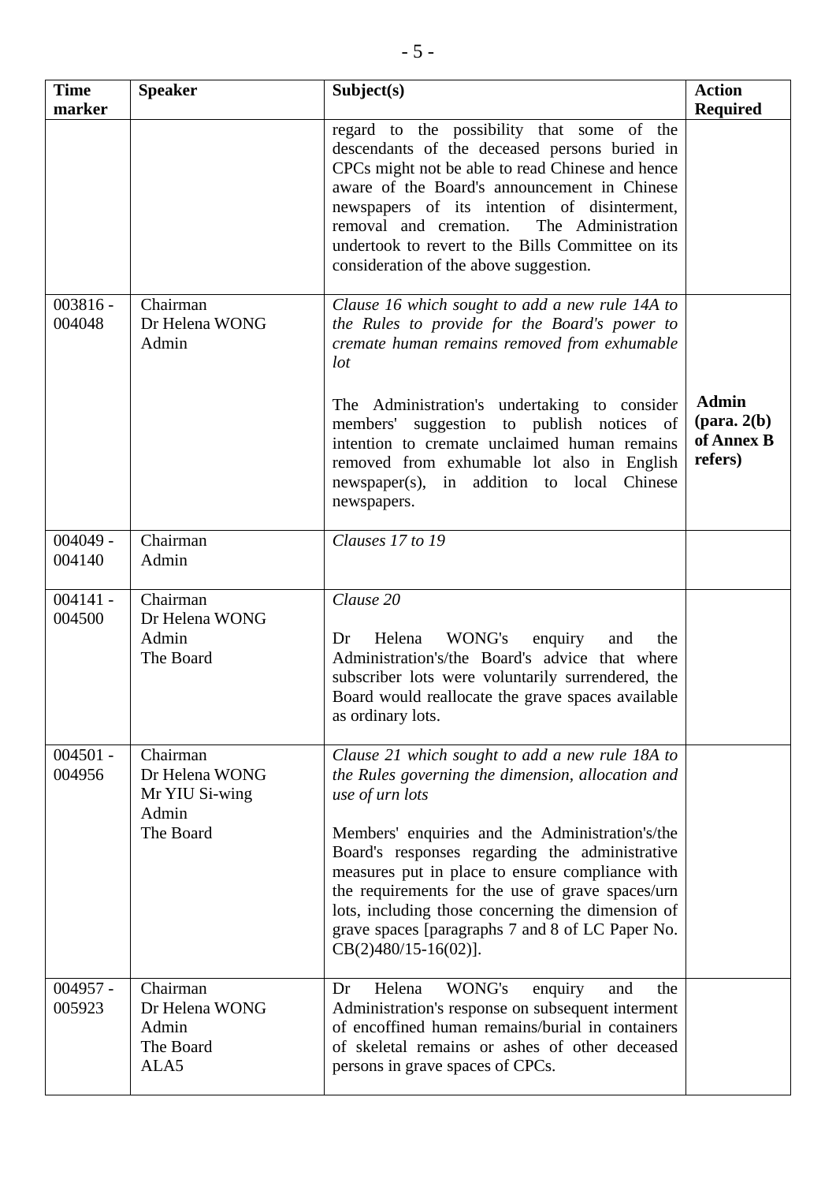| Time marker | Speaker | Subject(s) | Action Required |
|---|---|---|---|
| | | regard to the possibility that some of the descendants of the deceased persons buried in CPCs might not be able to read Chinese and hence aware of the Board's announcement in Chinese newspapers of its intention of disinterment, removal and cremation. The Administration undertook to revert to the Bills Committee on its consideration of the above suggestion. | |
| 003816 - 004048 | Chairman<br>Dr Helena WONG<br>Admin | *Clause 16 which sought to add a new rule 14A to the Rules to provide for the Board's power to cremate human remains removed from exhumable lot*<br><br>The Administration's undertaking to consider members' suggestion to publish notices of intention to cremate unclaimed human remains removed from exhumable lot also in English newspaper(s), in addition to local Chinese newspapers. | **Admin (para. 2(b) of Annex B refers)** |
| 004049 - 004140 | Chairman<br>Admin | *Clauses 17 to 19* | |
| 004141 - 004500 | Chairman<br>Dr Helena WONG<br>Admin<br>The Board | *Clause 20*<br><br>Dr Helena WONG's enquiry and the Administration's/the Board's advice that where subscriber lots were voluntarily surrendered, the Board would reallocate the grave spaces available as ordinary lots. | |
| 004501 - 004956 | Chairman<br>Dr Helena WONG<br>Mr YIU Si-wing<br>Admin<br>The Board | *Clause 21 which sought to add a new rule 18A to the Rules governing the dimension, allocation and use of urn lots*<br><br>Members' enquiries and the Administration's/the Board's responses regarding the administrative measures put in place to ensure compliance with the requirements for the use of grave spaces/urn lots, including those concerning the dimension of grave spaces [paragraphs 7 and 8 of LC Paper No. CB(2)480/15-16(02)]. | |
| 004957 - 005923 | Chairman<br>Dr Helena WONG<br>Admin<br>The Board<br>ALA5 | Dr Helena WONG's enquiry and the Administration's response on subsequent interment of encoffined human remains/burial in containers of skeletal remains or ashes of other deceased persons in grave spaces of CPCs. | |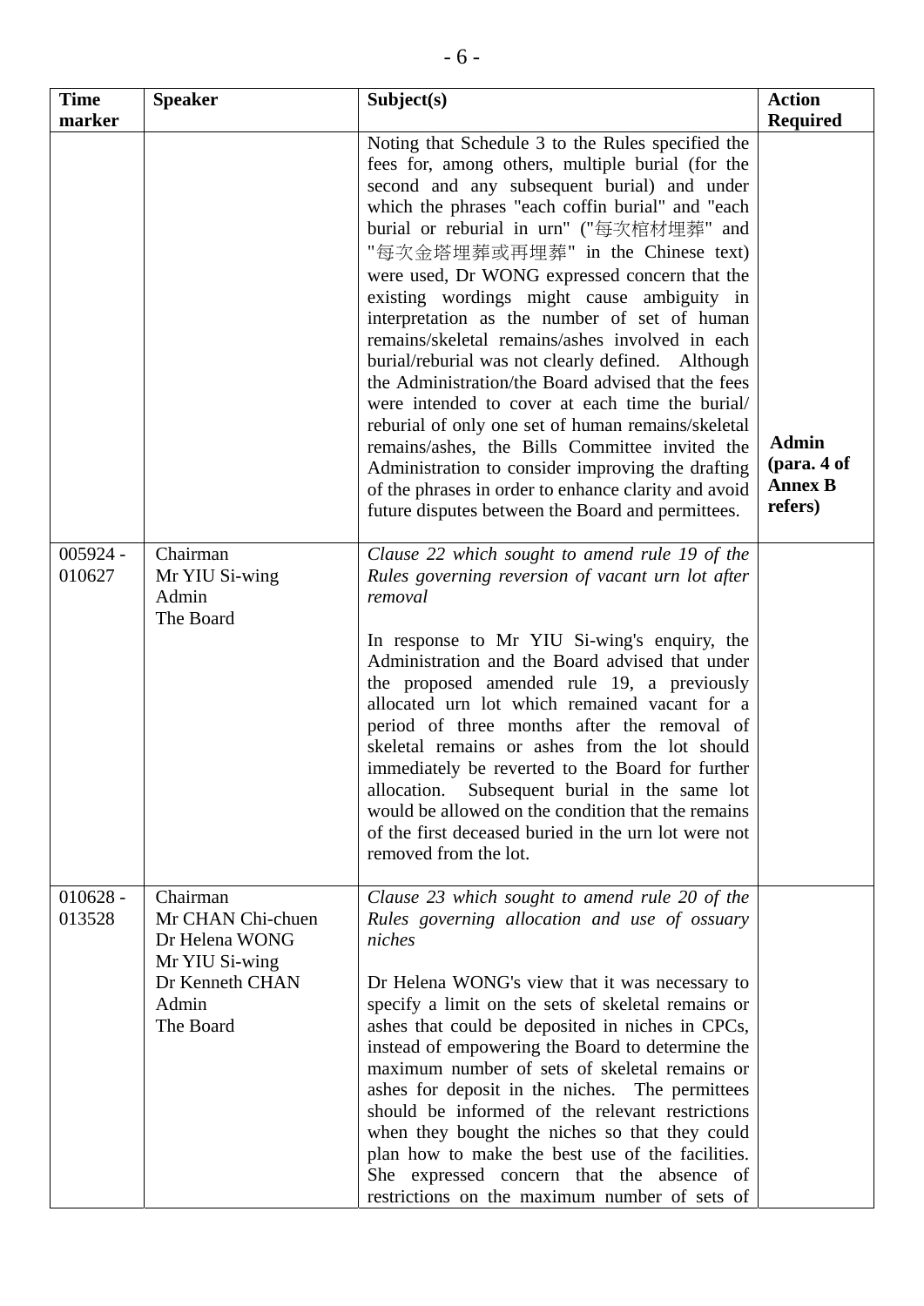| Time marker | Speaker | Subject(s) | Action Required |
|---|---|---|---|
| | | Noting that Schedule 3 to the Rules specified the fees for, among others, multiple burial (for the second and any subsequent burial) and under which the phrases "each coffin burial" and "each burial or reburial in urn" ("每次棺材埋葬" and "每次金塔埋葬或再埋葬" in the Chinese text) were used, Dr WONG expressed concern that the existing wordings might cause ambiguity in interpretation as the number of set of human remains/skeletal remains/ashes involved in each burial/reburial was not clearly defined. Although the Administration/the Board advised that the fees were intended to cover at each time the burial/ reburial of only one set of human remains/skeletal remains/ashes, the Bills Committee invited the Administration to consider improving the drafting of the phrases in order to enhance clarity and avoid future disputes between the Board and permittees. | **Admin (para. 4 of Annex B refers)** |
| 005924 - 010627 | Chairman<br>Mr YIU Si-wing<br>Admin<br>The Board | *Clause 22 which sought to amend rule 19 of the Rules governing reversion of vacant urn lot after removal*<br><br>In response to Mr YIU Si-wing's enquiry, the Administration and the Board advised that under the proposed amended rule 19, a previously allocated urn lot which remained vacant for a period of three months after the removal of skeletal remains or ashes from the lot should immediately be reverted to the Board for further allocation. Subsequent burial in the same lot would be allowed on the condition that the remains of the first deceased buried in the urn lot were not removed from the lot. | |
| 010628 - 013528 | Chairman<br>Mr CHAN Chi-chuen<br>Dr Helena WONG<br>Mr YIU Si-wing<br>Dr Kenneth CHAN<br>Admin<br>The Board | *Clause 23 which sought to amend rule 20 of the Rules governing allocation and use of ossuary niches*<br><br>Dr Helena WONG's view that it was necessary to specify a limit on the sets of skeletal remains or ashes that could be deposited in niches in CPCs, instead of empowering the Board to determine the maximum number of sets of skeletal remains or ashes for deposit in the niches. The permittees should be informed of the relevant restrictions when they bought the niches so that they could plan how to make the best use of the facilities. She expressed concern that the absence of restrictions on the maximum number of sets of | |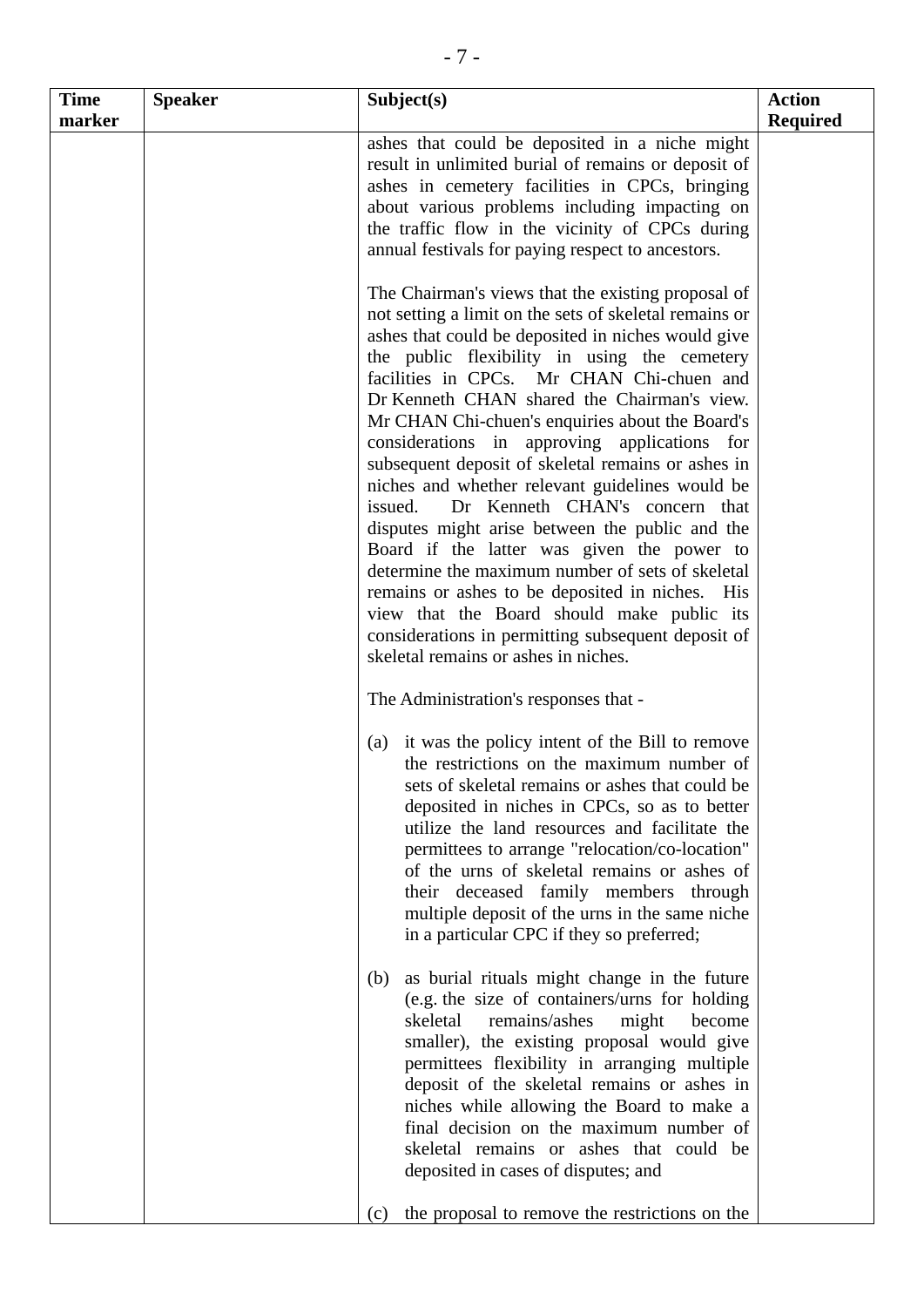| Time marker | Speaker | Subject(s) | Action Required |
|---|---|---|---|
| | | ashes that could be deposited in a niche might result in unlimited burial of remains or deposit of ashes in cemetery facilities in CPCs, bringing about various problems including impacting on the traffic flow in the vicinity of CPCs during annual festivals for paying respect to ancestors.<br><br>The Chairman's views that the existing proposal of not setting a limit on the sets of skeletal remains or ashes that could be deposited in niches would give the public flexibility in using the cemetery facilities in CPCs. Mr CHAN Chi-chuen and Dr Kenneth CHAN shared the Chairman's view. Mr CHAN Chi-chuen's enquiries about the Board's considerations in approving applications for subsequent deposit of skeletal remains or ashes in niches and whether relevant guidelines would be issued. Dr Kenneth CHAN's concern that disputes might arise between the public and the Board if the latter was given the power to determine the maximum number of sets of skeletal remains or ashes to be deposited in niches. His view that the Board should make public its considerations in permitting subsequent deposit of skeletal remains or ashes in niches.<br><br>The Administration's responses that -<br><br>(a) it was the policy intent of the Bill to remove the restrictions on the maximum number of sets of skeletal remains or ashes that could be deposited in niches in CPCs, so as to better utilize the land resources and facilitate the permittees to arrange "relocation/co-location" of the urns of skeletal remains or ashes of their deceased family members through multiple deposit of the urns in the same niche in a particular CPC if they so preferred;<br><br>(b) as burial rituals might change in the future (e.g. the size of containers/urns for holding skeletal remains/ashes might become smaller), the existing proposal would give permittees flexibility in arranging multiple deposit of the skeletal remains or ashes in niches while allowing the Board to make a final decision on the maximum number of skeletal remains or ashes that could be deposited in cases of disputes; and<br><br>(c) the proposal to remove the restrictions on the | |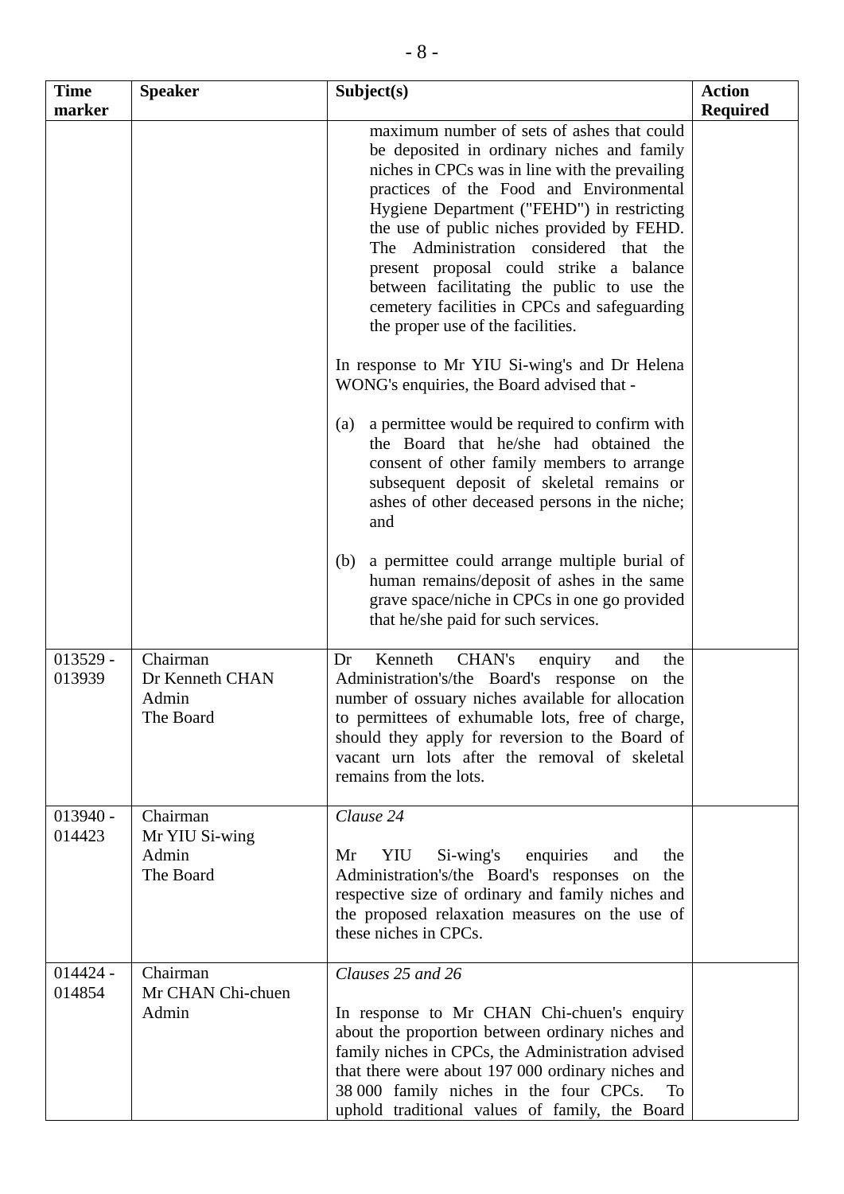| Time marker | Speaker | Subject(s) | Action Required |
|---|---|---|---|
| | | maximum number of sets of ashes that could be deposited in ordinary niches and family niches in CPCs was in line with the prevailing practices of the Food and Environmental Hygiene Department ("FEHD") in restricting the use of public niches provided by FEHD. The Administration considered that the present proposal could strike a balance between facilitating the public to use the cemetery facilities in CPCs and safeguarding the proper use of the facilities.<br><br>In response to Mr YIU Si-wing's and Dr Helena WONG's enquiries, the Board advised that -<br><br>(a) a permittee would be required to confirm with the Board that he/she had obtained the consent of other family members to arrange subsequent deposit of skeletal remains or ashes of other deceased persons in the niche; and<br><br>(b) a permittee could arrange multiple burial of human remains/deposit of ashes in the same grave space/niche in CPCs in one go provided that he/she paid for such services. | |
| 013529 - 013939 | Chairman<br>Dr Kenneth CHAN<br>Admin<br>The Board | Dr Kenneth CHAN's enquiry and the Administration's/the Board's response on the number of ossuary niches available for allocation to permittees of exhumable lots, free of charge, should they apply for reversion to the Board of vacant urn lots after the removal of skeletal remains from the lots. | |
| 013940 - 014423 | Chairman<br>Mr YIU Si-wing<br>Admin<br>The Board | *Clause 24*<br><br>Mr YIU Si-wing's enquiries and the Administration's/the Board's responses on the respective size of ordinary and family niches and the proposed relaxation measures on the use of these niches in CPCs. | |
| 014424 - 014854 | Chairman<br>Mr CHAN Chi-chuen<br>Admin | *Clauses 25 and 26*<br><br>In response to Mr CHAN Chi-chuen's enquiry about the proportion between ordinary niches and family niches in CPCs, the Administration advised that there were about 197 000 ordinary niches and 38 000 family niches in the four CPCs. To uphold traditional values of family, the Board | |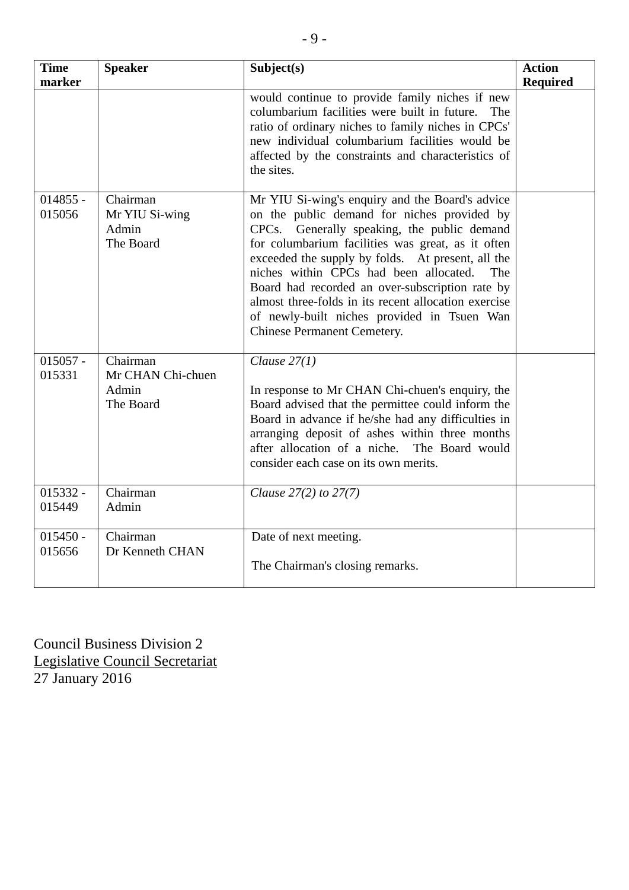| Time marker | Speaker | Subject(s) | Action Required |
|---|---|---|---|
| | | would continue to provide family niches if new columbarium facilities were built in future. The ratio of ordinary niches to family niches in CPCs' new individual columbarium facilities would be affected by the constraints and characteristics of the sites. | |
| 014855 - 015056 | Chairman<br>Mr YIU Si-wing<br>Admin<br>The Board | Mr YIU Si-wing's enquiry and the Board's advice on the public demand for niches provided by CPCs. Generally speaking, the public demand for columbarium facilities was great, as it often exceeded the supply by folds. At present, all the niches within CPCs had been allocated. The Board had recorded an over-subscription rate by almost three-folds in its recent allocation exercise of newly-built niches provided in Tsuen Wan Chinese Permanent Cemetery. | |
| 015057 - 015331 | Chairman<br>Mr CHAN Chi-chuen<br>Admin<br>The Board | *Clause 27(1)*<br><br>In response to Mr CHAN Chi-chuen's enquiry, the Board advised that the permittee could inform the Board in advance if he/she had any difficulties in arranging deposit of ashes within three months after allocation of a niche. The Board would consider each case on its own merits. | |
| 015332 - 015449 | Chairman<br>Admin | *Clause 27(2) to 27(7)* | |
| 015450 - 015656 | Chairman<br>Dr Kenneth CHAN | Date of next meeting.<br><br>The Chairman's closing remarks. | |

Council Business Division 2
Legislative Council Secretariat
27 January 2016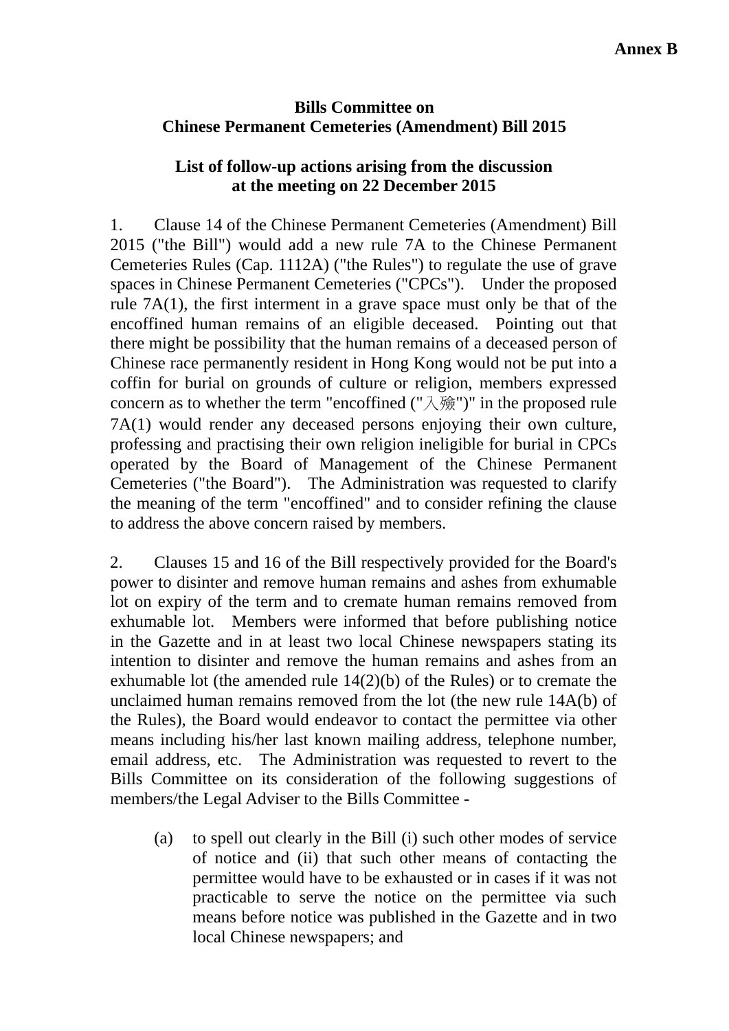**Annex B**

**Bills Committee on**
**Chinese Permanent Cemeteries (Amendment) Bill 2015**

**List of follow-up actions arising from the discussion at the meeting on 22 December 2015**

1. Clause 14 of the Chinese Permanent Cemeteries (Amendment) Bill 2015 ("the Bill") would add a new rule 7A to the Chinese Permanent Cemeteries Rules (Cap. 1112A) ("the Rules") to regulate the use of grave spaces in Chinese Permanent Cemeteries ("CPCs"). Under the proposed rule 7A(1), the first interment in a grave space must only be that of the encoffined human remains of an eligible deceased. Pointing out that there might be possibility that the human remains of a deceased person of Chinese race permanently resident in Hong Kong would not be put into a coffin for burial on grounds of culture or religion, members expressed concern as to whether the term "encoffined ("入殮")" in the proposed rule 7A(1) would render any deceased persons enjoying their own culture, professing and practising their own religion ineligible for burial in CPCs operated by the Board of Management of the Chinese Permanent Cemeteries ("the Board"). The Administration was requested to clarify the meaning of the term "encoffined" and to consider refining the clause to address the above concern raised by members.

2. Clauses 15 and 16 of the Bill respectively provided for the Board's power to disinter and remove human remains and ashes from exhumable lot on expiry of the term and to cremate human remains removed from exhumable lot. Members were informed that before publishing notice in the Gazette and in at least two local Chinese newspapers stating its intention to disinter and remove the human remains and ashes from an exhumable lot (the amended rule 14(2)(b) of the Rules) or to cremate the unclaimed human remains removed from the lot (the new rule 14A(b) of the Rules), the Board would endeavor to contact the permittee via other means including his/her last known mailing address, telephone number, email address, etc. The Administration was requested to revert to the Bills Committee on its consideration of the following suggestions of members/the Legal Adviser to the Bills Committee -

(a) to spell out clearly in the Bill (i) such other modes of service of notice and (ii) that such other means of contacting the permittee would have to be exhausted or in cases if it was not practicable to serve the notice on the permittee via such means before notice was published in the Gazette and in two local Chinese newspapers; and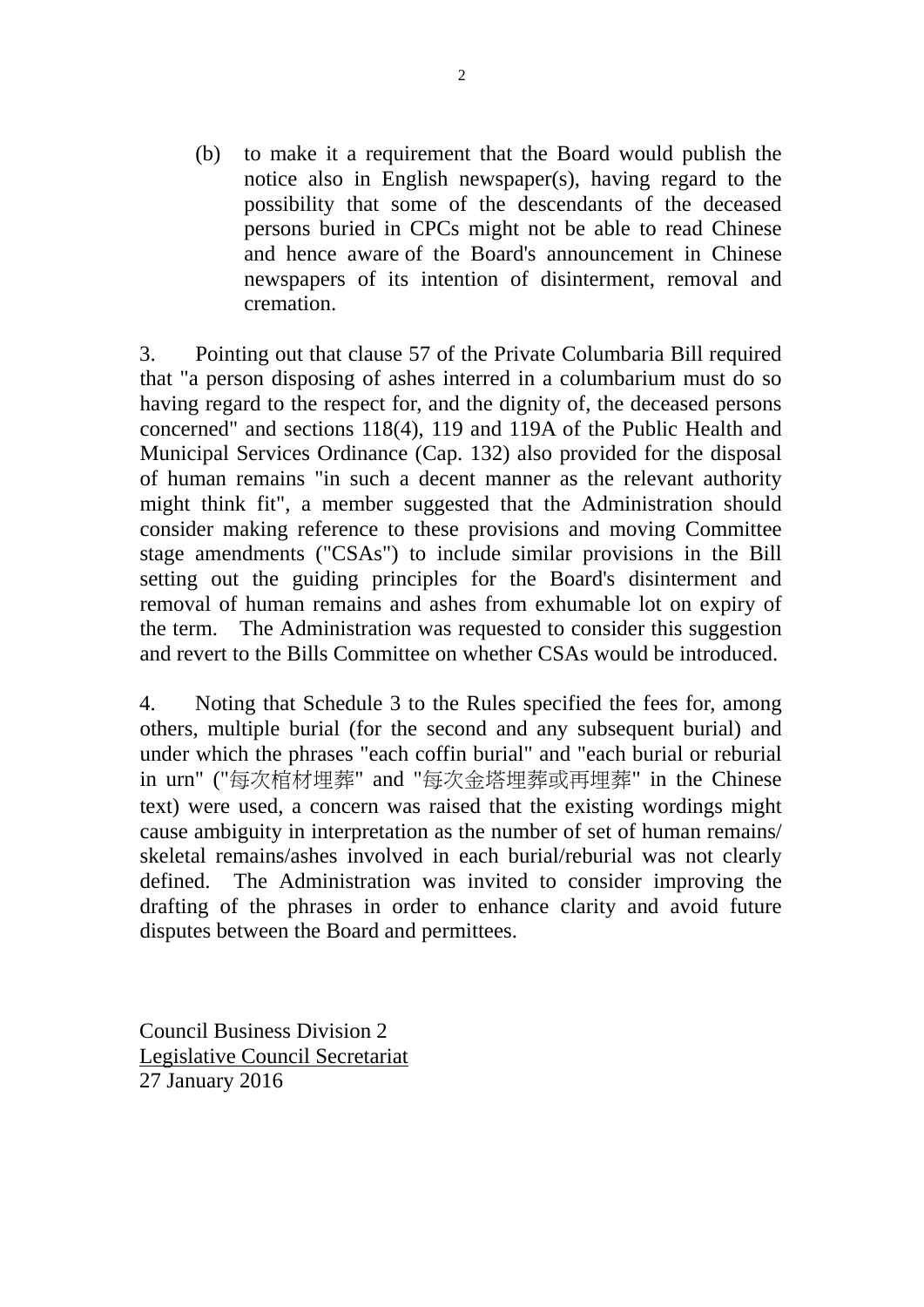(b) to make it a requirement that the Board would publish the notice also in English newspaper(s), having regard to the possibility that some of the descendants of the deceased persons buried in CPCs might not be able to read Chinese and hence aware of the Board's announcement in Chinese newspapers of its intention of disinterment, removal and cremation.

3. Pointing out that clause 57 of the Private Columbaria Bill required that "a person disposing of ashes interred in a columbarium must do so having regard to the respect for, and the dignity of, the deceased persons concerned" and sections 118(4), 119 and 119A of the Public Health and Municipal Services Ordinance (Cap. 132) also provided for the disposal of human remains "in such a decent manner as the relevant authority might think fit", a member suggested that the Administration should consider making reference to these provisions and moving Committee stage amendments ("CSAs") to include similar provisions in the Bill setting out the guiding principles for the Board's disinterment and removal of human remains and ashes from exhumable lot on expiry of the term. The Administration was requested to consider this suggestion and revert to the Bills Committee on whether CSAs would be introduced.

4. Noting that Schedule 3 to the Rules specified the fees for, among others, multiple burial (for the second and any subsequent burial) and under which the phrases "each coffin burial" and "each burial or reburial in urn" ("每次棺材埋葬" and "每次金塔埋葬或再埋葬" in the Chinese text) were used, a concern was raised that the existing wordings might cause ambiguity in interpretation as the number of set of human remains/ skeletal remains/ashes involved in each burial/reburial was not clearly defined. The Administration was invited to consider improving the drafting of the phrases in order to enhance clarity and avoid future disputes between the Board and permittees.

Council Business Division 2
Legislative Council Secretariat
27 January 2016